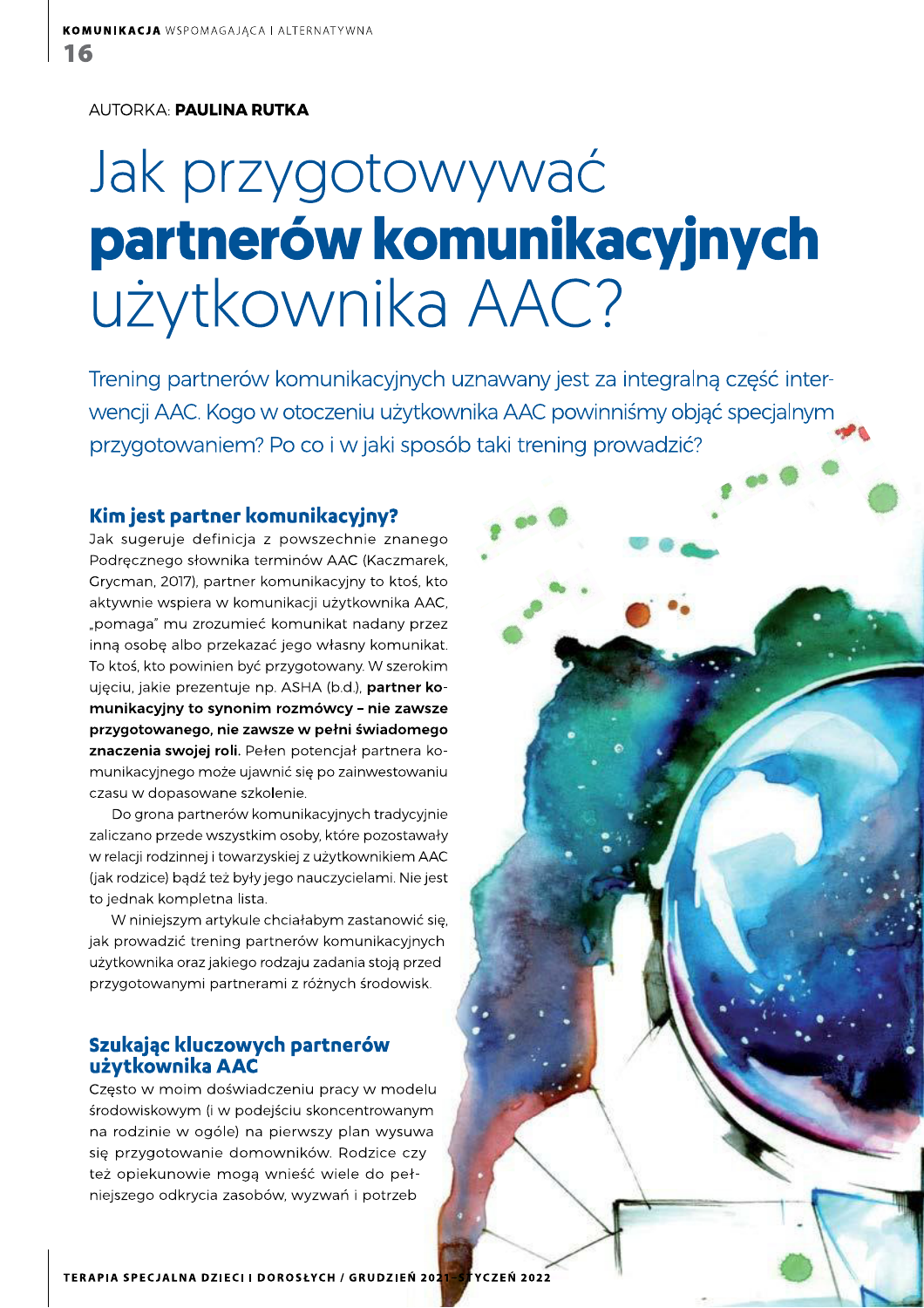AUTORKA: **PAULINA RUTKA**

# Jak przygotowywać **partnerów komunikacyjnych** użytkownika AAC?

Trening partnerów komunikacyjnych uznawany jest za integralną część interwencji AAC. Kogo w otoczeniu użytkownika AAC powinniśmy objąć specjalnym przygotowaniem? Po co i w jaki sposób taki trening prowadzić?

## Kim jest partner komunikacyjny?

Jak sugeruje definicja z powszechnie znanego Podręcznego słownika terminów AAC (Kaczmarek, Grycman, 2017), partner komunikacyjny to ktoś, kto aktywnie wspiera w komunikacji użytkownika AAC, „pomaga" mu zrozumieć komunikat nadany przez inną osobę albo przekazać jego własny komunikat. To ktoś, kto powinien być przygotowany. W szerokim ujęciu, jakie prezentuje np. ASHA (b.d.), **partner komunikacyjny to synonim rozmówcy – nie zawsze przygotowanego, nie zawsze w pełni świadomego znaczenia swojej roli.** Pełen potencjał partnera komunikacyjnego może ujawnić się po zainwestowaniu czasu w dopasowane szkolenie.

Do grona partnerów komunikacyjnych tradycyjnie zaliczano przede wszystkim osoby, które pozostawały w relacji rodzinnej i towarzyskiej z użytkownikiem AAC (jak rodzice) bądź też były jego nauczycielami. Nie jest to jednak kompletna lista.

W niniejszym artykule chciałabym zastanowić się, jak prowadzić trening partnerów komunikacyjnych użytkownika oraz jakiego rodzaju zadania stoją przed przygotowanymi partnerami z różnych środowisk.

## Szukając kluczowych partnerów użytkownika AAC

Często w moim doświadczeniu pracy w modelu środowiskowym (i w podejściu skoncentrowanym na rodzinie w ogóle) na pierwszy plan wysuwa się przygotowanie domowników. Rodzice czy też opiekunowie mogą wnieść wiele do pełniejszego odkrycia zasobów, wyzwań i potrzeb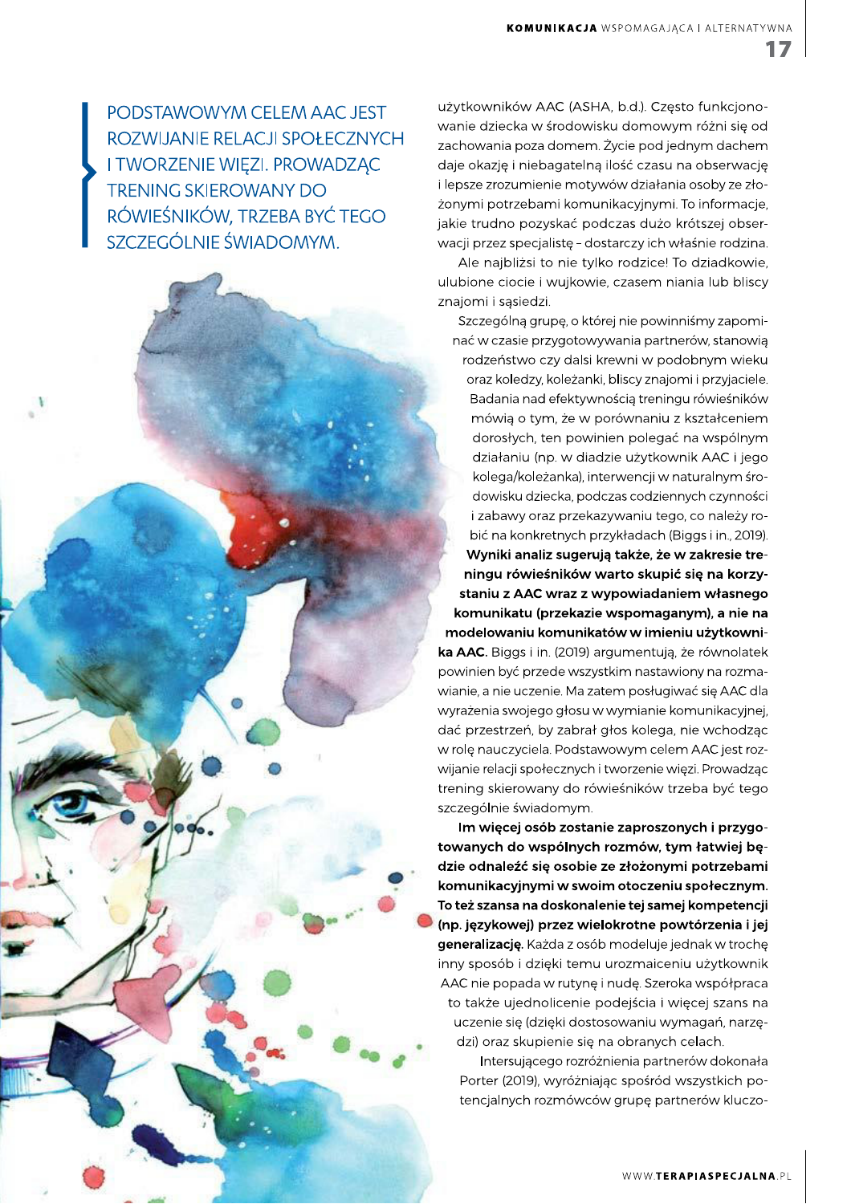> PODSTAWOWYM CELEM AAC JEST ROZWIJANIE RELACJI SPOŁECZNYCH I TWORZENIE WIĘZI. PROWADZĄC TRENING SKIEROWANY DO RÓWIEŚNIKÓW, TRZEBA BYĆ TEGO SZCZEGÓLNIE ŚWIADOMYM.

użytkowników AAC (ASHA, b.d.). Często funkcjonowanie dziecka w środowisku domowym różni się od zachowania poza domem. Życie pod jednym dachem daje okazję i niebagatelną ilość czasu na obserwację i lepsze zrozumienie motywów działania osoby ze złożonymi potrzebami komunikacyjnymi. To informacje, jakie trudno pozyskać podczas dużo krótszej obserwacji przez specjalistę – dostarczy ich właśnie rodzina.

Ale najbliżsi to nie tylko rodzice! To dziadkowie, ulubione ciocie i wujkowie, czasem niania lub bliscy znajomi i sąsiedzi.

Szczególną grupę, o której nie powinniśmy zapominać w czasie przygotowywania partnerów, stanowią rodzeństwo czy dalsi krewni w podobnym wieku oraz koledzy, koleżanki, bliscy znajomi i przyjaciele. Badania nad efektywnością treningu rówieśników mówią o tym, że w porównaniu z kształceniem dorosłych, ten powinien polegać na wspólnym działaniu (np. w diadzie użytkownik AAC i jego kolega/koleżanka), interwencji w naturalnym środowisku dziecka, podczas codziennych czynności i zabawy oraz przekazywaniu tego, co należy robić na konkretnych przykładach (Biggs i in., 2019). **Wyniki analiz sugerują także, że w zakresie treningu rówieśników warto skupić się na korzystaniu z AAC wraz z wypowiadaniem własnego komunikatu (przekazie wspomaganym), a nie na modelowaniu komunikatów w imieniu użytkownika AAC.** Biggs i in. (2019) argumentują, że równolatek powinien być przede wszystkim nastawiony na rozmawianie, a nie uczenie. Ma zatem posługiwać się AAC dla wyrażenia swojego głosu w wymianie komunikacyjnej, dać przestrzeń, by zabrał głos kolega, nie wchodząc w rolę nauczyciela. Podstawowym celem AAC jest rozwijanie relacji społecznych i tworzenie więzi. Prowadząc trening skierowany do rówieśników trzeba być tego szczególnie świadomym.

**Im więcej osób zostanie zaproszonych i przygotowanych do wspólnych rozmów, tym łatwiej będzie odnaleźć się osobie ze złożonymi potrzebami komunikacyjnymi w swoim otoczeniu społecznym. To też szansa na doskonalenie tej samej kompetencji (np. językowej) przez wielokrotne powtórzenia i jej generalizację.** Każda z osób modeluje jednak w trochę inny sposób i dzięki temu urozmaiceniu użytkownik AAC nie popada w rutynę i nudę. Szeroka współpraca to także ujednolicenie podejścia i więcej szans na uczenie się (dzięki dostosowaniu wymagań, narzędzi) oraz skupienie się na obranych celach.

Intersującego rozróżnienia partnerów dokonała Porter (2019), wyróżniając spośród wszystkich potencjalnych rozmówców grupę partnerów kluczo-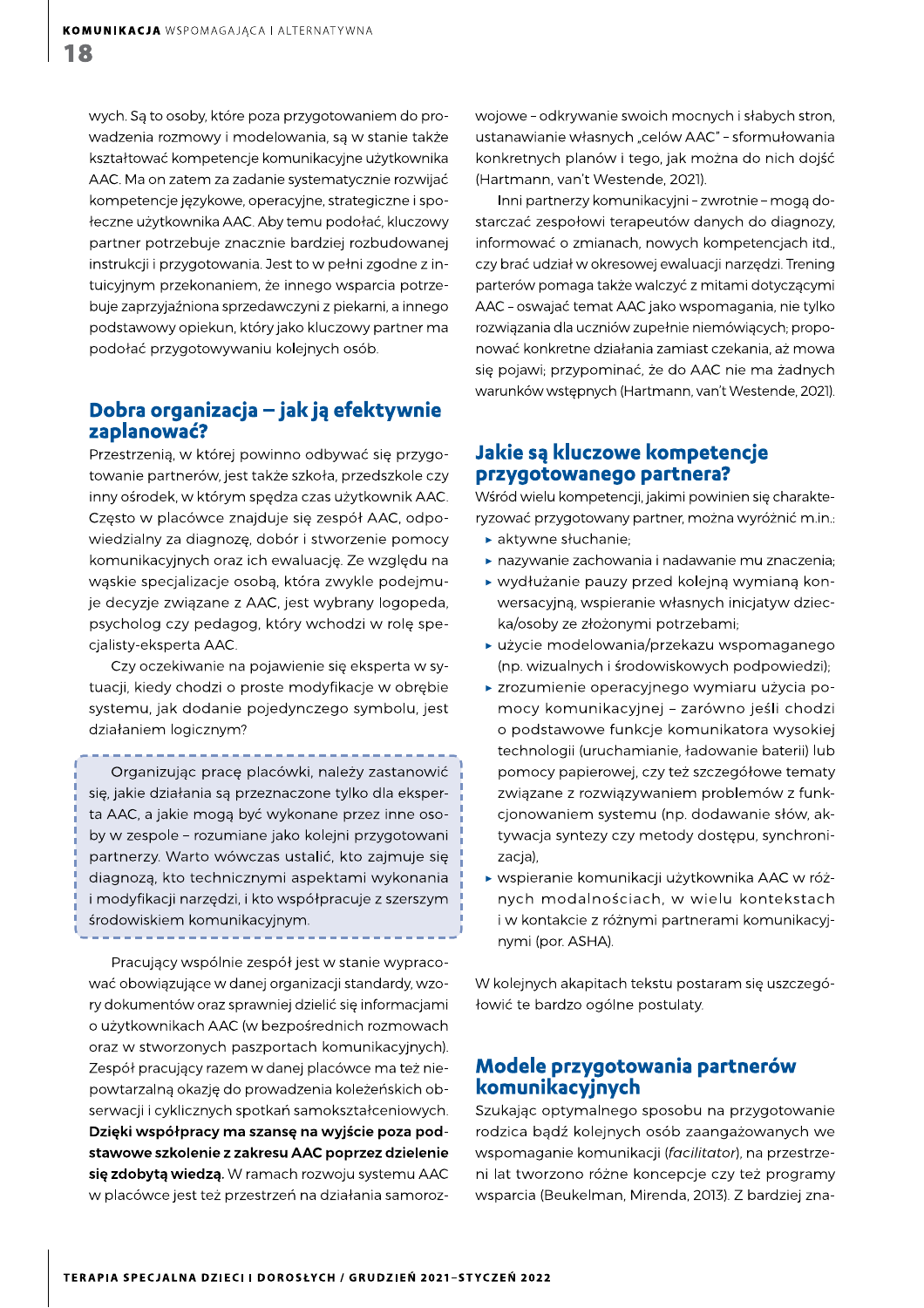wych. Są to osoby, które poza przygotowaniem do prowadzenia rozmowy i modelowania, są w stanie także kształtować kompetencje komunikacyjne użytkownika AAC. Ma on zatem za zadanie systematycznie rozwijać kompetencje językowe, operacyjne, strategiczne i społeczne użytkownika AAC. Aby temu podołać, kluczowy partner potrzebuje znacznie bardziej rozbudowanej instrukcji i przygotowania. Jest to w pełni zgodne z intuicyjnym przekonaniem, że innego wsparcia potrzebuje zaprzyjaźniona sprzedawczyni z piekarni, a innego podstawowy opiekun, który jako kluczowy partner ma podołać przygotowywaniu kolejnych osób.

## Dobra organizacja – jak ją efektywnie zaplanować?

Przestrzenią, w której powinno odbywać się przygotowanie partnerów, jest także szkoła, przedszkole czy inny ośrodek, w którym spędza czas użytkownik AAC. Często w placówce znajduje się zespół AAC, odpowiedzialny za diagnozę, dobór i stworzenie pomocy komunikacyjnych oraz ich ewaluację. Ze względu na wąskie specjalizacje osobą, która zwykle podejmuje decyzje związane z AAC, jest wybrany logopeda, psycholog czy pedagog, który wchodzi w rolę specjalisty-eksperta AAC.

Czy oczekiwanie na pojawienie się eksperta w sytuacji, kiedy chodzi o proste modyfikacje w obrębie systemu, jak dodanie pojedynczego symbolu, jest działaniem logicznym?

> Organizując pracę placówki, należy zastanowić się, jakie działania są przeznaczone tylko dla eksperta AAC, a jakie mogą być wykonane przez inne osoby w zespole – rozumiane jako kolejni przygotowani partnerzy. Warto wówczas ustalić, kto zajmuje się diagnozą, kto technicznymi aspektami wykonania i modyfikacji narzędzi, i kto współpracuje z szerszym środowiskiem komunikacyjnym.

Pracujący wspólnie zespół jest w stanie wypracować obowiązujące w danej organizacji standardy, wzory dokumentów oraz sprawniej dzielić się informacjami o użytkownikach AAC (w bezpośrednich rozmowach oraz w stworzonych paszportach komunikacyjnych). Zespół pracujący razem w danej placówce ma też niepowtarzalną okazję do prowadzenia koleżeńskich obserwacji i cyklicznych spotkań samokształceniowych. **Dzięki współpracy ma szansę na wyjście poza podstawowe szkolenie z zakresu AAC poprzez dzielenie się zdobytą wiedzą.** W ramach rozwoju systemu AAC w placówce jest też przestrzeń na działania samorozwojowe – odkrywanie swoich mocnych i słabych stron, ustanawianie własnych „celów AAC" – sformułowania konkretnych planów i tego, jak można do nich dojść (Hartmann, van't Westende, 2021).

Inni partnerzy komunikacyjni – zwrotnie – mogą dostarczać zespołowi terapeutów danych do diagnozy, informować o zmianach, nowych kompetencjach itd., czy brać udział w okresowej ewaluacji narzędzi. Trening parterów pomaga także walczyć z mitami dotyczącymi AAC – oswajać temat AAC jako wspomagania, nie tylko rozwiązania dla uczniów zupełnie niemówiących; proponować konkretne działania zamiast czekania, aż mowa się pojawi; przypominać, że do AAC nie ma żadnych warunków wstępnych (Hartmann, van't Westende, 2021).

## Jakie są kluczowe kompetencje przygotowanego partnera?

Wśród wielu kompetencji, jakimi powinien się charakteryzować przygotowany partner, można wyróżnić m.in.:

- aktywne słuchanie;
- nazywanie zachowania i nadawanie mu znaczenia;
- wydłużanie pauzy przed kolejną wymianą konwersacyjną, wspieranie własnych inicjatyw dziecka/osoby ze złożonymi potrzebami;
- użycie modelowania/przekazu wspomaganego (np. wizualnych i środowiskowych podpowiedzi);
- zrozumienie operacyjnego wymiaru użycia pomocy komunikacyjnej – zarówno jeśli chodzi o podstawowe funkcje komunikatora wysokiej technologii (uruchamianie, ładowanie baterii) lub pomocy papierowej, czy też szczegółowe tematy związane z rozwiązywaniem problemów z funkcjonowaniem systemu (np. dodawanie słów, aktywacja syntezy czy metody dostępu, synchronizacja),
- wspieranie komunikacji użytkownika AAC w różnych modalnościach, w wielu kontekstach i w kontakcie z różnymi partnerami komunikacyjnymi (por. ASHA).

W kolejnych akapitach tekstu postaram się uszczegółowić te bardzo ogólne postulaty.

## Modele przygotowania partnerów komunikacyjnych

Szukając optymalnego sposobu na przygotowanie rodzica bądź kolejnych osób zaangażowanych we wspomaganie komunikacji (*facilitator*), na przestrzeni lat tworzono różne koncepcje czy też programy wsparcia (Beukelman, Mirenda, 2013). Z bardziej zna-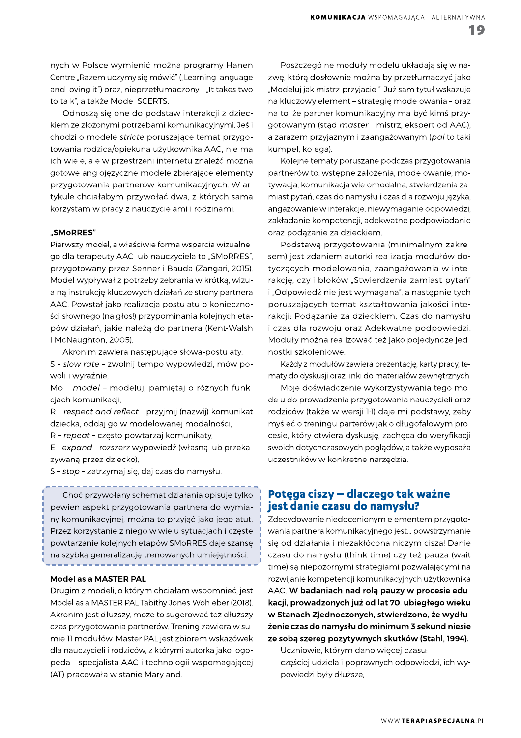nych w Polsce wymienić można programy Hanen Centre „Razem uczymy się mówić" („Learning language and loving it") oraz, nieprzetłumaczony – „It takes two to talk", a także Model SCERTS.

Odnoszą się one do podstaw interakcji z dzieckiem ze złożonymi potrzebami komunikacyjnymi. Jeśli chodzi o modele *stricte* poruszające temat przygotowania rodzica/opiekuna użytkownika AAC, nie ma ich wiele, ale w przestrzeni internetu znaleźć można gotowe anglojęzyczne modele zbierające elementy przygotowania partnerów komunikacyjnych. W artykule chciałabym przywołać dwa, z których sama korzystam w pracy z nauczycielami i rodzinami.

### „SMoRRES"

Pierwszy model, a właściwie forma wsparcia wizualnego dla terapeuty AAC lub nauczyciela to „SMoRRES", przygotowany przez Senner i Bauda (Zangari, 2015). Model wypływał z potrzeby zebrania w krótką, wizualną instrukcję kluczowych działań ze strony partnera AAC. Powstał jako realizacja postulatu o konieczności słownego (na głos!) przypominania kolejnych etapów działań, jakie należą do partnera (Kent-Walsh i McNaughton, 2005).

Akronim zawiera następujące słowa-postulaty:

S – *slow rate* – zwolnij tempo wypowiedzi, mów powoli i wyraźnie,

Mo – *model* – modeluj, pamiętaj o różnych funkcjach komunikacji,

R – *respect and reflect* – przyjmij (nazwij) komunikat dziecka, oddaj go w modelowanej modalności,

R – *repeat* – często powtarzaj komunikaty,

E – *expand* – rozszerz wypowiedź (własną lub przekazywaną przez dziecko),

S – *stop* – zatrzymaj się, daj czas do namysłu.

> Choć przywołany schemat działania opisuje tylko pewien aspekt przygotowania partnera do wymiany komunikacyjnej, można to przyjąć jako jego atut. Przez korzystanie z niego w wielu sytuacjach i częste powtarzanie kolejnych etapów SMoRRES daje szansę na szybką generalizację trenowanych umiejętności.

### Model as a MASTER PAL

Drugim z modeli, o którym chciałam wspomnieć, jest Model as a MASTER PAL Tabithy Jones-Wohleber (2018). Akronim jest dłuższy, może to sugerować też dłuższy czas przygotowania partnerów. Trening zawiera w sumie 11 modułów. Master PAL jest zbiorem wskazówek dla nauczycieli i rodziców, z którymi autorka jako logopeda – specjalista AAC i technologii wspomagającej (AT) pracowała w stanie Maryland.

Poszczególne moduły modelu układają się w nazwę, którą dosłownie można by przetłumaczyć jako „Modeluj jak mistrz-przyjaciel". Już sam tytuł wskazuje na kluczowy element – strategię modelowania – oraz na to, że partner komunikacyjny ma być kimś przygotowanym (stąd *master* – mistrz, ekspert od AAC), a zarazem przyjaznym i zaangażowanym (*pal* to taki kumpel, kolega).

Kolejne tematy poruszane podczas przygotowania partnerów to: wstępne założenia, modelowanie, motywacja, komunikacja wielomodalna, stwierdzenia zamiast pytań, czas do namysłu i czas dla rozwoju języka, angażowanie w interakcje, niewymaganie odpowiedzi, zakładanie kompetencji, adekwatne podpowiadanie oraz podążanie za dzieckiem.

Podstawą przygotowania (minimalnym zakresem) jest zdaniem autorki realizacja modułów dotyczących modelowania, zaangażowania w interakcję, czyli bloków „Stwierdzenia zamiast pytań" i „Odpowiedź nie jest wymagana", a następnie tych poruszających temat kształtowania jakości interakcji: Podążanie za dzieckiem, Czas do namysłu i czas dla rozwoju oraz Adekwatne podpowiedzi. Moduły można realizować też jako pojedyncze jednostki szkoleniowe.

Każdy z modułów zawiera prezentację, karty pracy, tematy do dyskusji oraz linki do materiałów zewnętrznych.

Moje doświadczenie wykorzystywania tego modelu do prowadzenia przygotowania nauczycieli oraz rodziców (także w wersji 1:1) daje mi podstawy, żeby myśleć o treningu parterów jak o długofalowym procesie, który otwiera dyskusję, zachęca do weryfikacji swoich dotychczasowych poglądów, a także wyposaża uczestników w konkretne narzędzia.

## Potęga ciszy – dlaczego tak ważne jest danie czasu do namysłu?

Zdecydowanie niedocenionym elementem przygotowania partnera komunikacyjnego jest… powstrzymanie się od działania i niezakłócona niczym cisza! Danie czasu do namysłu (think time) czy też pauza (wait time) są niepozornymi strategiami pozwalającymi na rozwijanie kompetencji komunikacyjnych użytkownika AAC. **W badaniach nad rolą pauzy w procesie edukacji, prowadzonych już od lat 70. ubiegłego wieku w Stanach Zjednoczonych, stwierdzono, że wydłużenie czas do namysłu do minimum 3 sekund niesie ze sobą szereg pozytywnych skutków (Stahl, 1994).**

Uczniowie, którym dano więcej czasu:

- częściej udzielali poprawnych odpowiedzi, ich wypowiedzi były dłuższe,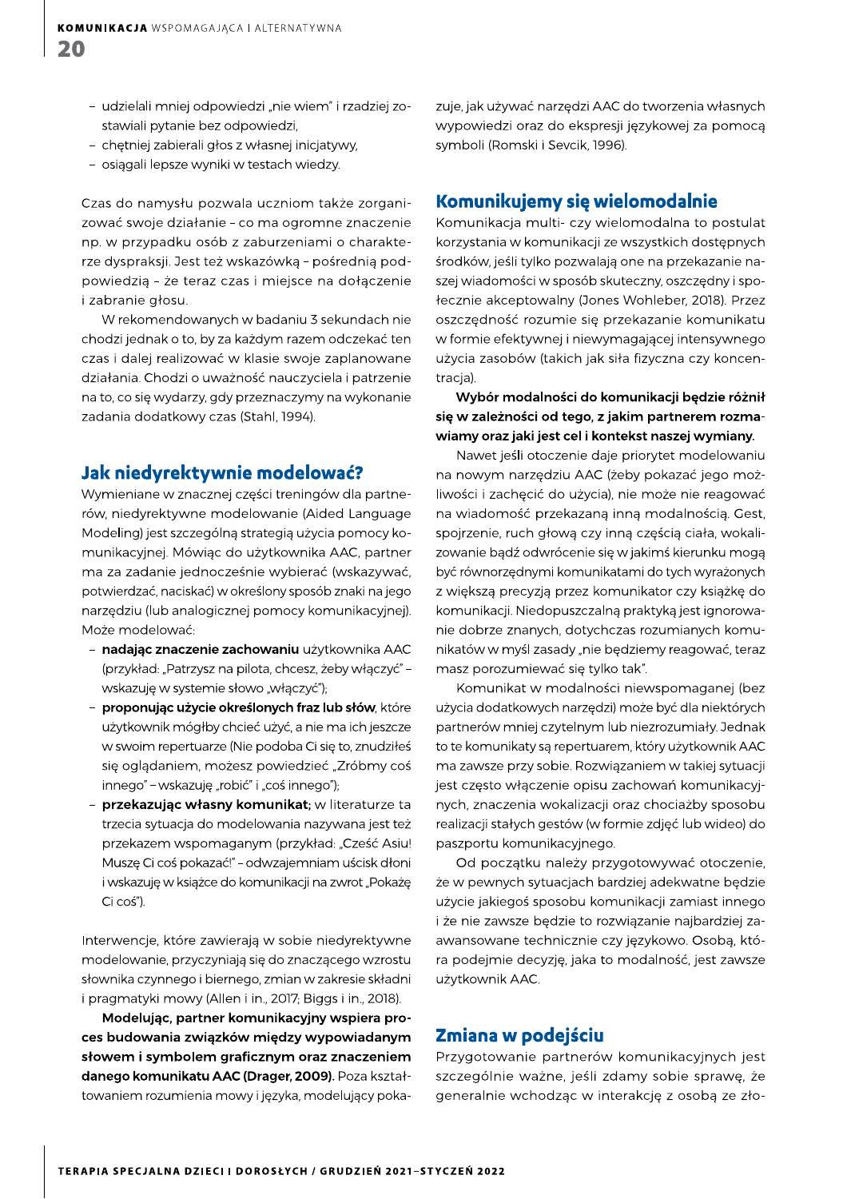- udzielali mniej odpowiedzi „nie wiem" i rzadziej zostawiali pytanie bez odpowiedzi,
- chętniej zabierali głos z własnej inicjatywy,
- osiągali lepsze wyniki w testach wiedzy.

Czas do namysłu pozwala uczniom także zorganizować swoje działanie – co ma ogromne znaczenie np. w przypadku osób z zaburzeniami o charakterze dyspraksji. Jest też wskazówką – pośrednią podpowiedzią – że teraz czas i miejsce na dołączenie i zabranie głosu.

W rekomendowanych w badaniu 3 sekundach nie chodzi jednak o to, by za każdym razem odczekać ten czas i dalej realizować w klasie swoje zaplanowane działania. Chodzi o uważność nauczyciela i patrzenie na to, co się wydarzy, gdy przeznaczymy na wykonanie zadania dodatkowy czas (Stahl, 1994).

## Jak niedyrektywnie modelować?

Wymieniane w znacznej części treningów dla partnerów, niedyrektywne modelowanie (Aided Language Modeling) jest szczególną strategią użycia pomocy komunikacyjnej. Mówiąc do użytkownika AAC, partner ma za zadanie jednocześnie wybierać (wskazywać, potwierdzać, naciskać) w określony sposób znaki na jego narzędziu (lub analogicznej pomocy komunikacyjnej). Może modelować:

- **nadając znaczenie zachowaniu** użytkownika AAC (przykład: „Patrzysz na pilota, chcesz, żeby włączyć" – wskazuję w systemie słowo „włączyć");
- **proponując użycie określonych fraz lub słów**, które użytkownik mógłby chcieć użyć, a nie ma ich jeszcze w swoim repertuarze (Nie podoba Ci się to, znudziłeś się oglądaniem, możesz powiedzieć „Zróbmy coś innego" – wskazuję „robić" i „coś innego");
- **przekazując własny komunikat;** w literaturze ta trzecia sytuacja do modelowania nazywana jest też przekazem wspomaganym (przykład: „Cześć Asiu! Muszę Ci coś pokazać!" – odwzajemniam uścisk dłoni i wskazuję w książce do komunikacji na zwrot „Pokażę Ci coś").

Interwencje, które zawierają w sobie niedyrektywne modelowanie, przyczyniają się do znaczącego wzrostu słownika czynnego i biernego, zmian w zakresie składni i pragmatyki mowy (Allen i in., 2017; Biggs i in., 2018).

**Modelując, partner komunikacyjny wspiera proces budowania związków między wypowiadanym słowem i symbolem graficznym oraz znaczeniem danego komunikatu AAC (Drager, 2009).** Poza kształtowaniem rozumienia mowy i języka, modelujący pokazuje, jak używać narzędzi AAC do tworzenia własnych wypowiedzi oraz do ekspresji językowej za pomocą symboli (Romski i Sevcik, 1996).

## Komunikujemy się wielomodalnie

Komunikacja multi- czy wielomodalna to postulat korzystania w komunikacji ze wszystkich dostępnych środków, jeśli tylko pozwalają one na przekazanie naszej wiadomości w sposób skuteczny, oszczędny i społecznie akceptowalny (Jones Wohleber, 2018). Przez oszczędność rozumie się przekazanie komunikatu w formie efektywnej i niewymagającej intensywnego użycia zasobów (takich jak siła fizyczna czy koncentracja).

**Wybór modalności do komunikacji będzie różnił się w zależności od tego, z jakim partnerem rozmawiamy oraz jaki jest cel i kontekst naszej wymiany.**

Nawet jeśli otoczenie daje priorytet modelowaniu na nowym narzędziu AAC (żeby pokazać jego możliwości i zachęcić do użycia), nie może nie reagować na wiadomość przekazaną inną modalnością. Gest, spojrzenie, ruch głową czy inną częścią ciała, wokalizowanie bądź odwrócenie się w jakimś kierunku mogą być równorzędnymi komunikatami do tych wyrażonych z większą precyzją przez komunikator czy książkę do komunikacji. Niedopuszczalną praktyką jest ignorowanie dobrze znanych, dotychczas rozumianych komunikatów w myśl zasady „nie będziemy reagować, teraz masz porozumiewać się tylko tak".

Komunikat w modalności niewspomaganej (bez użycia dodatkowych narzędzi) może być dla niektórych partnerów mniej czytelnym lub niezrozumiały. Jednak to te komunikaty są repertuarem, który użytkownik AAC ma zawsze przy sobie. Rozwiązaniem w takiej sytuacji jest często włączenie opisu zachowań komunikacyjnych, znaczenia wokalizacji oraz chociażby sposobu realizacji stałych gestów (w formie zdjęć lub wideo) do paszportu komunikacyjnego.

Od początku należy przygotowywać otoczenie, że w pewnych sytuacjach bardziej adekwatne będzie użycie jakiegoś sposobu komunikacji zamiast innego i że nie zawsze będzie to rozwiązanie najbardziej zaawansowane technicznie czy językowo. Osobą, która podejmie decyzję, jaka to modalność, jest zawsze użytkownik AAC.

## Zmiana w podejściu

Przygotowanie partnerów komunikacyjnych jest szczególnie ważne, jeśli zdamy sobie sprawę, że generalnie wchodząc w interakcję z osobą ze zło-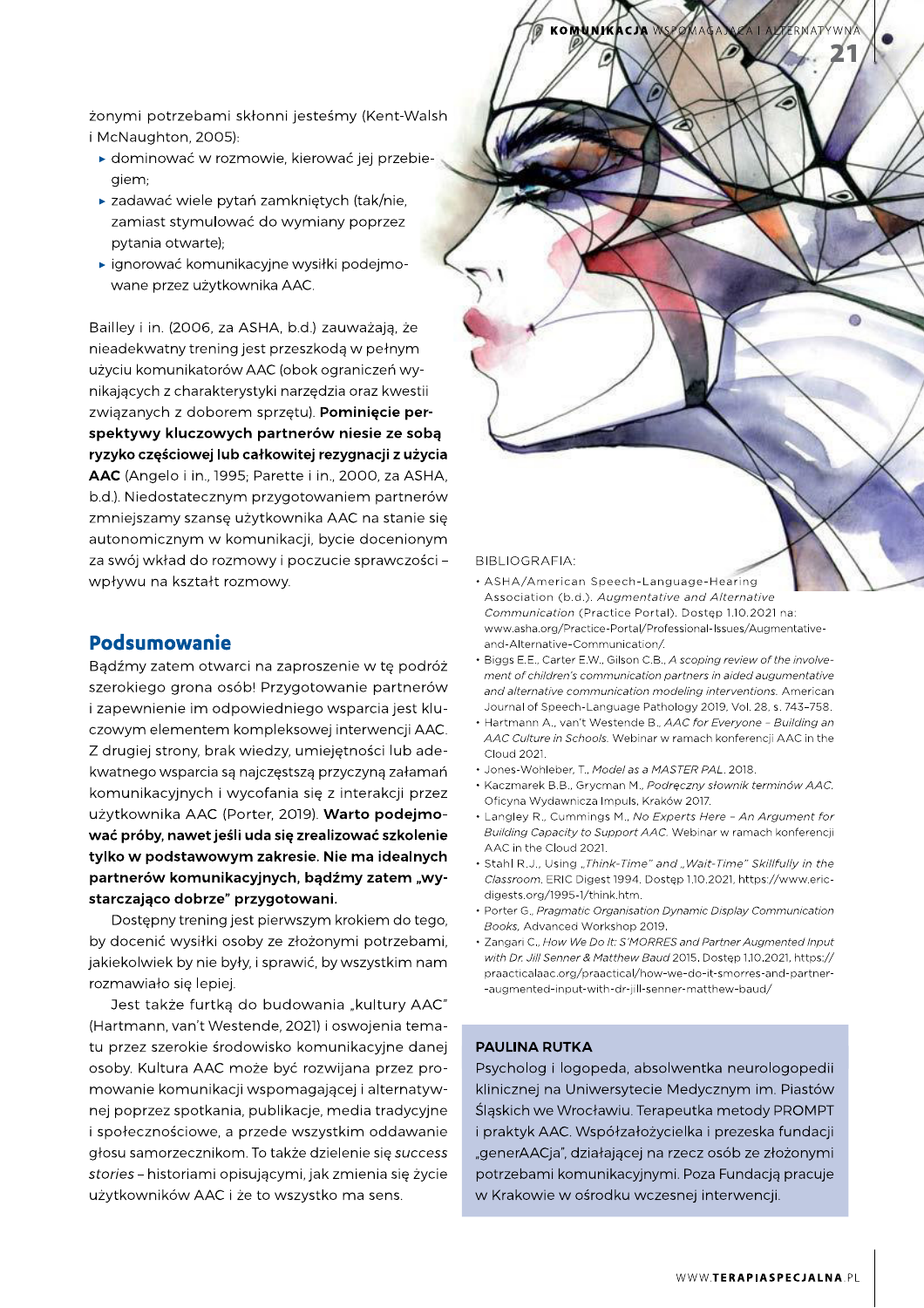żonymi potrzebami skłonni jesteśmy (Kent-Walsh i McNaughton, 2005):

- dominować w rozmowie, kierować jej przebiegiem;
- zadawać wiele pytań zamkniętych (tak/nie, zamiast stymulować do wymiany poprzez pytania otwarte);
- ignorować komunikacyjne wysiłki podejmowane przez użytkownika AAC.

Bailley i in. (2006, za ASHA, b.d.) zauważają, że nieadekwatny trening jest przeszkodą w pełnym użyciu komunikatorów AAC (obok ograniczeń wynikających z charakterystyki narzędzia oraz kwestii związanych z doborem sprzętu). **Pominięcie perspektywy kluczowych partnerów niesie ze sobą ryzyko częściowej lub całkowitej rezygnacji z użycia AAC** (Angelo i in., 1995; Parette i in., 2000, za ASHA, b.d.). Niedostatecznym przygotowaniem partnerów zmniejszamy szansę użytkownika AAC na stanie się autonomicznym w komunikacji, bycie docenionym za swój wkład do rozmowy i poczucie sprawczości – wpływu na kształt rozmowy.

## Podsumowanie

Bądźmy zatem otwarci na zaproszenie w tę podróż szerokiego grona osób! Przygotowanie partnerów i zapewnienie im odpowiedniego wsparcia jest kluczowym elementem kompleksowej interwencji AAC. Z drugiej strony, brak wiedzy, umiejętności lub adekwatnego wsparcia są najczęstszą przyczyną załamań komunikacyjnych i wycofania się z interakcji przez użytkownika AAC (Porter, 2019). **Warto podejmować próby, nawet jeśli uda się zrealizować szkolenie tylko w podstawowym zakresie. Nie ma idealnych partnerów komunikacyjnych, bądźmy zatem „wystarczająco dobrze" przygotowani.**

Dostępny trening jest pierwszym krokiem do tego, by docenić wysiłki osoby ze złożonymi potrzebami, jakiekolwiek by nie były, i sprawić, by wszystkim nam rozmawiało się lepiej.

Jest także furtką do budowania „kultury AAC" (Hartmann, van't Westende, 2021) i oswojenia tematu przez szerokie środowisko komunikacyjne danej osoby. Kultura AAC może być rozwijana przez promowanie komunikacji wspomagającej i alternatywnej poprzez spotkania, publikacje, media tradycyjne i społecznościowe, a przede wszystkim oddawanie głosu samorzecznikom. To także dzielenie się *success stories* – historiami opisującymi, jak zmienia się życie użytkowników AAC i że to wszystko ma sens.

BIBLIOGRAFIA:

- ASHA/American Speech-Language-Hearing Association (b.d.). *Augmentative and Alternative Communication* (Practice Portal). Dostęp 1.10.2021 na: www.asha.org/Practice-Portal/Professional-Issues/Augmentative-and-Alternative-Communication/.
- Biggs E.E., Carter E.W., Gilson C.B., *A scoping review of the involvement of children's communication partners in aided augmentative and alternative communication modeling interventions.* American Journal of Speech-Language Pathology 2019, Vol. 28, s. 743–758.
- Hartmann A., van't Westende B., *AAC for Everyone – Building an AAC Culture in Schools.* Webinar w ramach konferencji AAC in the Cloud 2021.
- Jones-Wohleber, T., *Model as a MASTER PAL*. 2018.
- Kaczmarek B.B., Grycman M., *Podręczny słownik terminów AAC.* Oficyna Wydawnicza Impuls, Kraków 2017.
- Langley R., Cummings M., *No Experts Here – An Argument for Building Capacity to Support AAC.* Webinar w ramach konferencji AAC in the Cloud 2021.
- Stahl R.J., Using *„Think-Time" and „Wait-Time" Skillfully in the Classroom.* ERIC Digest 1994. Dostęp 1.10.2021, https://www.ericdigests.org/1995-1/think.htm.
- Porter G., *Pragmatic Organisation Dynamic Display Communication Books,* Advanced Workshop 2019.
- Zangari C., *How We Do It: S'MORRES and Partner Augmented Input with Dr. Jill Senner & Matthew Baud* 2015. Dostęp 1.10.2021, https://praacticalaac.org/praactical/how-we-do-it-smorres-and-partner-augmented-input-with-dr-jill-senner-matthew-baud/

**PAULINA RUTKA**

Psycholog i logopeda, absolwentka neurologopedii klinicznej na Uniwersytecie Medycznym im. Piastów Śląskich we Wrocławiu. Terapeutka metody PROMPT i praktyk AAC. Współzałożycielka i prezeska fundacji „generAACja", działającej na rzecz osób ze złożonymi potrzebami komunikacyjnymi. Poza Fundacją pracuje w Krakowie w ośrodku wczesnej interwencji.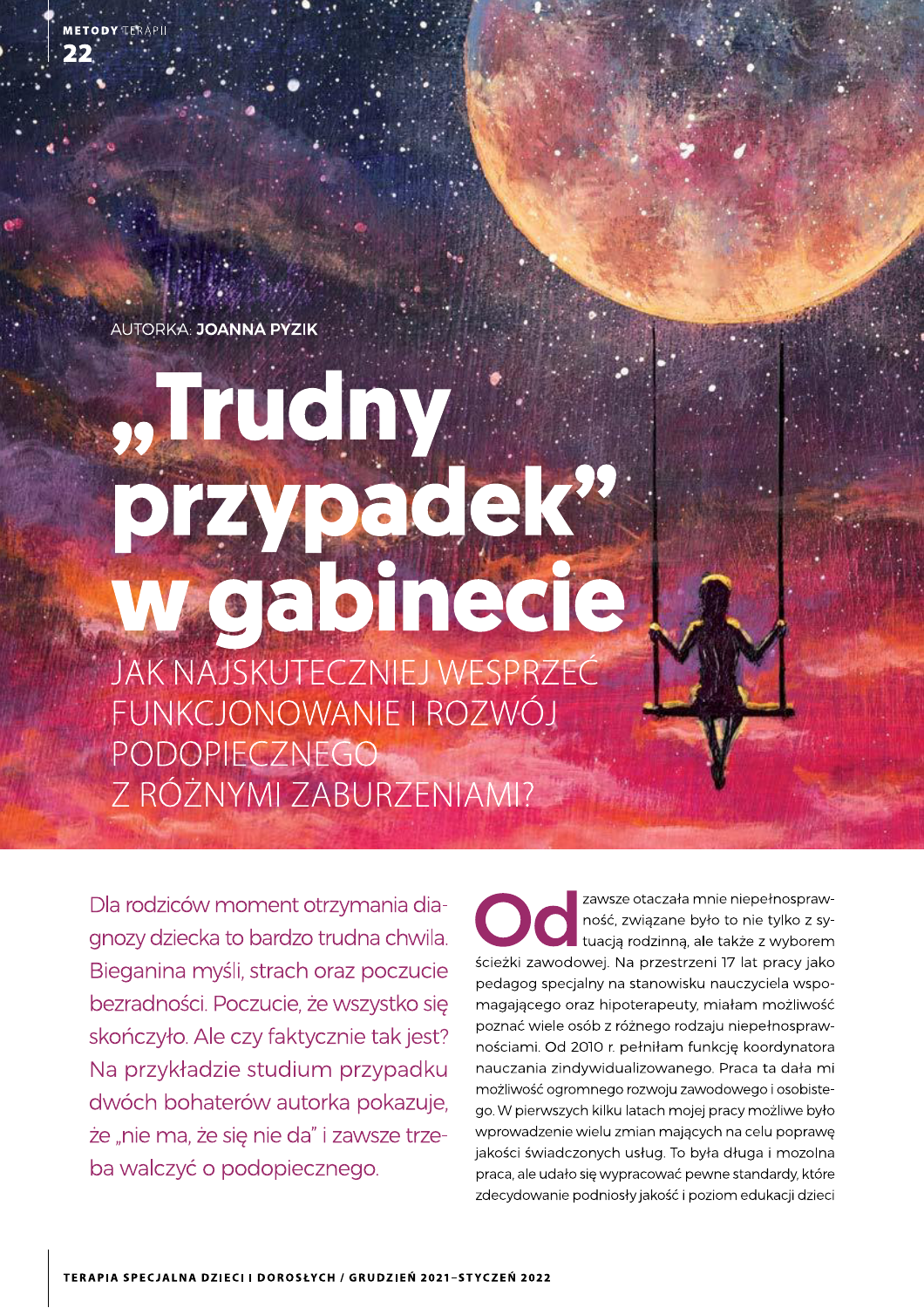AUTORKA: **JOANNA PYZIK**

# „Trudny przypadek” w gabinecie

## JAK NAJSKUTECZNIEJ WESPRZEĆ FUNKCJONOWANIE I ROZWÓJ PODOPIECZNEGO Z RÓŻNYMI ZABURZENIAMI?

Dla rodziców moment otrzymania diagnozy dziecka to bardzo trudna chwila. Bieganina myśli, strach oraz poczucie bezradności. Poczucie, że wszystko się skończyło. Ale czy faktycznie tak jest? Na przykładzie studium przypadku dwóch bohaterów autorka pokazuje, że „nie ma, że się nie da” i zawsze trzeba walczyć o podopiecznego.

Od zawsze otaczała mnie niepełnosprawność, związane było to nie tylko z sytuacją rodzinną, ale także z wyborem ścieżki zawodowej. Na przestrzeni 17 lat pracy jako pedagog specjalny na stanowisku nauczyciela wspomagającego oraz hipoterapeuty, miałam możliwość poznać wiele osób z różnego rodzaju niepełnosprawnościami. Od 2010 r. pełniłam funkcję koordynatora nauczania zindywidualizowanego. Praca ta dała mi możliwość ogromnego rozwoju zawodowego i osobistego. W pierwszych kilku latach mojej pracy możliwe było wprowadzenie wielu zmian mających na celu poprawę jakości świadczonych usług. To była długa i mozolna praca, ale udało się wypracować pewne standardy, które zdecydowanie podniosły jakość i poziom edukacji dzieci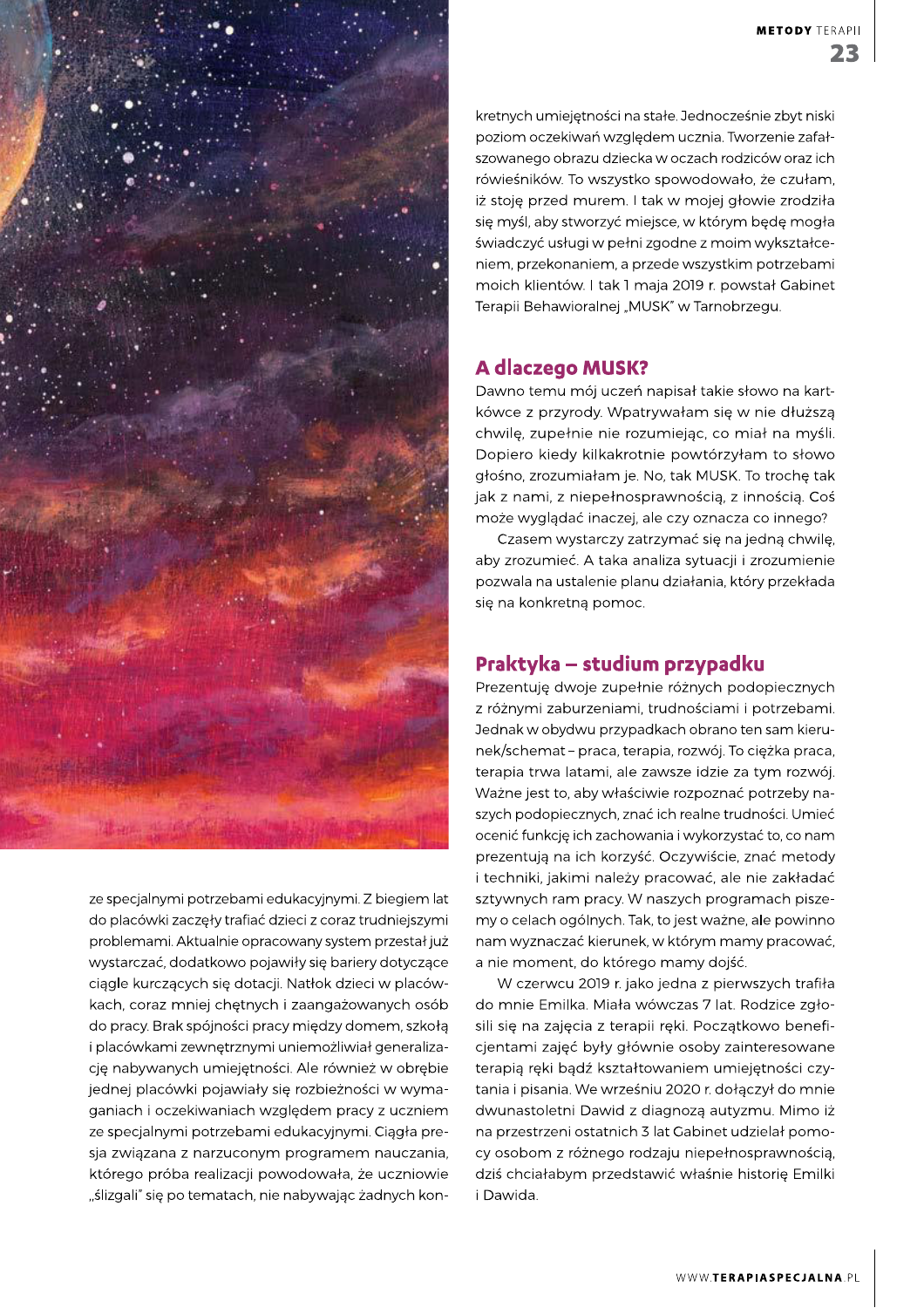ze specjalnymi potrzebami edukacyjnymi. Z biegiem lat do placówki zaczęły trafiać dzieci z coraz trudniejszymi problemami. Aktualnie opracowany system przestał już wystarczać, dodatkowo pojawiły się bariery dotyczące ciągle kurczących się dotacji. Natłok dzieci w placówkach, coraz mniej chętnych i zaangażowanych osób do pracy. Brak spójności pracy między domem, szkołą i placówkami zewnętrznymi uniemożliwiał generalizację nabywanych umiejętności. Ale również w obrębie jednej placówki pojawiały się rozbieżności w wymaganiach i oczekiwaniach względem pracy z uczniem ze specjalnymi potrzebami edukacyjnymi. Ciągła presja związana z narzuconym programem nauczania, którego próba realizacji powodowała, że uczniowie „ślizgali" się po tematach, nie nabywając żadnych konkretnych umiejętności na stałe. Jednocześnie zbyt niski poziom oczekiwań względem ucznia. Tworzenie zafałszowanego obrazu dziecka w oczach rodziców oraz ich rówieśników. To wszystko spowodowało, że czułam, iż stoję przed murem. I tak w mojej głowie zrodziła się myśl, aby stworzyć miejsce, w którym będę mogła świadczyć usługi w pełni zgodne z moim wykształceniem, przekonaniem, a przede wszystkim potrzebami moich klientów. I tak 1 maja 2019 r. powstał Gabinet Terapii Behawioralnej „MUSK" w Tarnobrzegu.

## A dlaczego MUSK?

Dawno temu mój uczeń napisał takie słowo na kartkówce z przyrody. Wpatrywałam się w nie dłuższą chwilę, zupełnie nie rozumiejąc, co miał na myśli. Dopiero kiedy kilkakrotnie powtórzyłam to słowo głośno, zrozumiałam je. No, tak MUSK. To trochę tak jak z nami, z niepełnosprawnością, z innością. Coś może wyglądać inaczej, ale czy oznacza co innego?

Czasem wystarczy zatrzymać się na jedną chwilę, aby zrozumieć. A taka analiza sytuacji i zrozumienie pozwala na ustalenie planu działania, który przekłada się na konkretną pomoc.

## Praktyka – studium przypadku

Prezentuję dwoje zupełnie różnych podopiecznych z różnymi zaburzeniami, trudnościami i potrzebami. Jednak w obydwu przypadkach obrano ten sam kierunek/schemat – praca, terapia, rozwój. To ciężka praca, terapia trwa latami, ale zawsze idzie za tym rozwój. Ważne jest to, aby właściwie rozpoznać potrzeby naszych podopiecznych, znać ich realne trudności. Umieć ocenić funkcję ich zachowania i wykorzystać to, co nam prezentują na ich korzyść. Oczywiście, znać metody i techniki, jakimi należy pracować, ale nie zakładać sztywnych ram pracy. W naszych programach piszemy o celach ogólnych. Tak, to jest ważne, ale powinno nam wyznaczać kierunek, w którym mamy pracować, a nie moment, do którego mamy dojść.

W czerwcu 2019 r. jako jedna z pierwszych trafiła do mnie Emilka. Miała wówczas 7 lat. Rodzice zgłosili się na zajęcia z terapii ręki. Początkowo beneficjentami zajęć były głównie osoby zainteresowane terapią ręki bądź kształtowaniem umiejętności czytania i pisania. We wrześniu 2020 r. dołączył do mnie dwunastoletni Dawid z diagnozą autyzmu. Mimo iż na przestrzeni ostatnich 3 lat Gabinet udzielał pomocy osobom z różnego rodzaju niepełnosprawnością, dziś chciałabym przedstawić właśnie historię Emilki i Dawida.